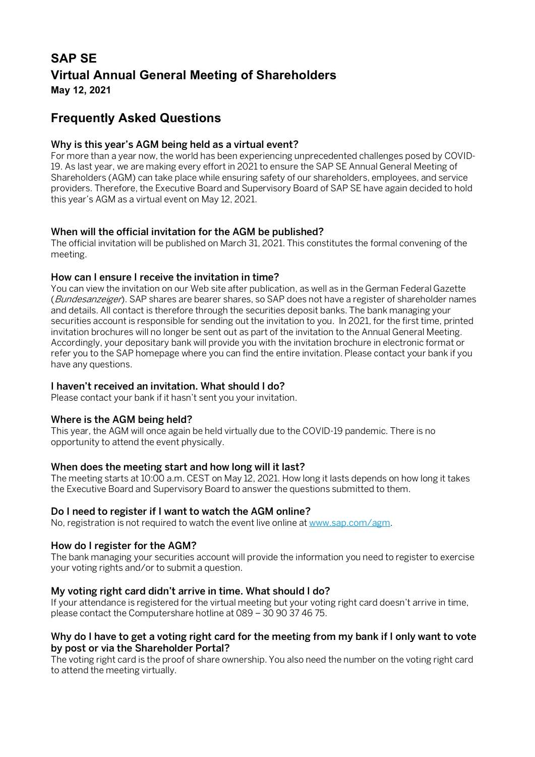# SAP SE

## Virtual Annual General Meeting of Shareholders

**May 12, 2021**

## Frequently Asked Questions

### Why is this year's AGM being held as a virtual event?

For more than a year now, the world has been experiencing unprecedented challenges posed by COVID-19. As last year, we are making every effort in 2021 to ensure the SAP SE Annual General Meeting of Shareholders (AGM) can take place while ensuring safety of our shareholders, employees, and service providers. Therefore, the Executive Board and Supervisory Board of SAP SE have again decided to hold this year's AGM as a virtual event on May 12, 2021.

### When will the official invitation for the AGM be published?

The official invitation will be published on March 31, 2021. This constitutes the formal convening of the meeting.

### How can I ensure I receive the invitation in time?

You can view the invitation on our Web site after publication, as well as in the German Federal Gazette (*Bundesanzeiger*). SAP shares are bearer shares, so SAP does not have a register of shareholder names and details. All contact is therefore through the securities deposit banks. The bank managing your securities account is responsible for sending out the invitation to you. In 2021, for the first time, printed invitation brochures will no longer be sent out as part of the invitation to the Annual General Meeting. Accordingly, your depositary bank will provide you with the invitation brochure in electronic format or refer you to the SAP homepage where you can find the entire invitation. Please contact your bank if you have any questions.

### I haven't received an invitation. What should I do?

Please contact your bank if it hasn't sent you your invitation.

### Where is the AGM being held?

This year, the AGM will once again be held virtually due to the COVID-19 pandemic. There is no opportunity to attend the event physically.

### When does the meeting start and how long will it last?

The meeting starts at 10:00 a.m. CEST on May 12, 2021. How long it lasts depends on how long it takes the Executive Board and Supervisory Board to answer the questions submitted to them.

### Do I need to register if I want to watch the AGM online?

No, registration is not required to watch the event live online at [www.sap.com/agm](www.sap.com/agm).

### How do I register for the AGM?

The bank managing your securities account will provide the information you need to register to exercise your voting rights and/or to submit a question.

### My voting right card didn't arrive in time. What should I do?

If your attendance is registered for the virtual meeting but your voting right card doesn't arrive in time, please contact the Computershare hotline at 089 – 30 90 37 46 75.

### Why do I have to get a voting right card for the meeting from my bank if I only want to vote by post or via the Shareholder Portal?

The voting right card is the proof of share ownership. You also need the number on the voting right card to attend the meeting virtually.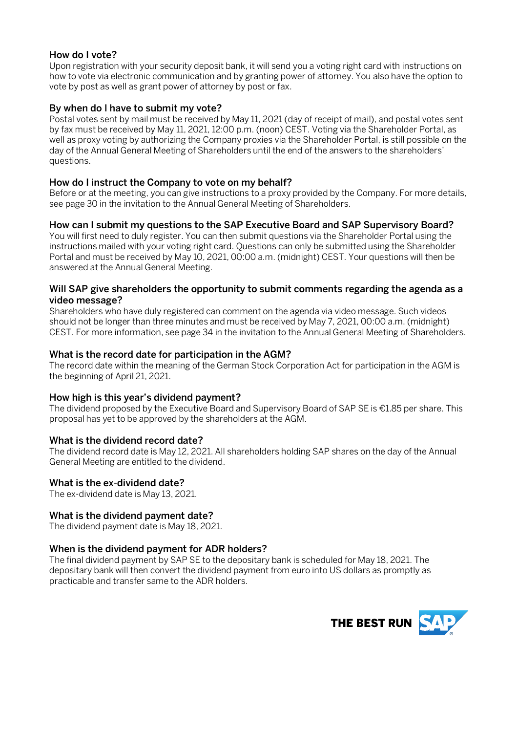### How do I vote?

Upon registration with your security deposit bank, it will send you a voting right card with instructions on how to vote via electronic communication and by granting power of attorney. You also have the option to vote by post as well as grant power of attorney by post or fax.

### By when do I have to submit my vote?

Postal votes sent by mail must be received by May 11, 2021 (day of receipt of mail), and postal votes sent by fax must be received by May 11, 2021, 12:00 p.m. (noon) CEST. Voting via the Shareholder Portal, as well as proxy voting by authorizing the Company proxies via the Shareholder Portal, is still possible on the day of the Annual General Meeting of Shareholders until the end of the answers to the shareholders' questions.

### How do I instruct the Company to vote on my behalf?

Before or at the meeting, you can give instructions to a proxy provided by the Company. For more details, see page 30 in the invitation to the Annual General Meeting of Shareholders.

### How can I submit my questions to the SAP Executive Board and SAP Supervisory Board?

You will first need to duly register. You can then submit questions via the Shareholder Portal using the instructions mailed with your voting right card. Questions can only be submitted using the Shareholder Portal and must be received by May 10, 2021, 00:00 a.m. (midnight) CEST. Your questions will then be answered at the Annual General Meeting.

### Will SAP give shareholders the opportunity to submit comments regarding the agenda as a video message?

Shareholders who have duly registered can comment on the agenda via video message. Such videos should not be longer than three minutes and must be received by May 7, 2021, 00:00 a.m. (midnight) CEST. For more information, see page 34 in the invitation to the Annual General Meeting of Shareholders.

### What is the record date for participation in the AGM?

The record date within the meaning of the German Stock Corporation Act for participation in the AGM is the beginning of April 21, 2021.

### How high is this year's dividend payment?

The dividend proposed by the Executive Board and Supervisory Board of SAP SE is €1.85 per share. This proposal has yet to be approved by the shareholders at the AGM.

### What is the dividend record date?

The dividend record date is May 12, 2021. All shareholders holding SAP shares on the day of the Annual General Meeting are entitled to the dividend.

### What is the ex-dividend date?

The ex-dividend date is May 13, 2021.

### What is the dividend payment date?

The dividend payment date is May 18, 2021.

### When is the dividend payment for ADR holders?

The final dividend payment by SAP SE to the depositary bank is scheduled for May 18, 2021. The depositary bank will then convert the dividend payment from euro into US dollars as promptly as practicable and transfer same to the ADR holders.

THE BEST RUN SAP